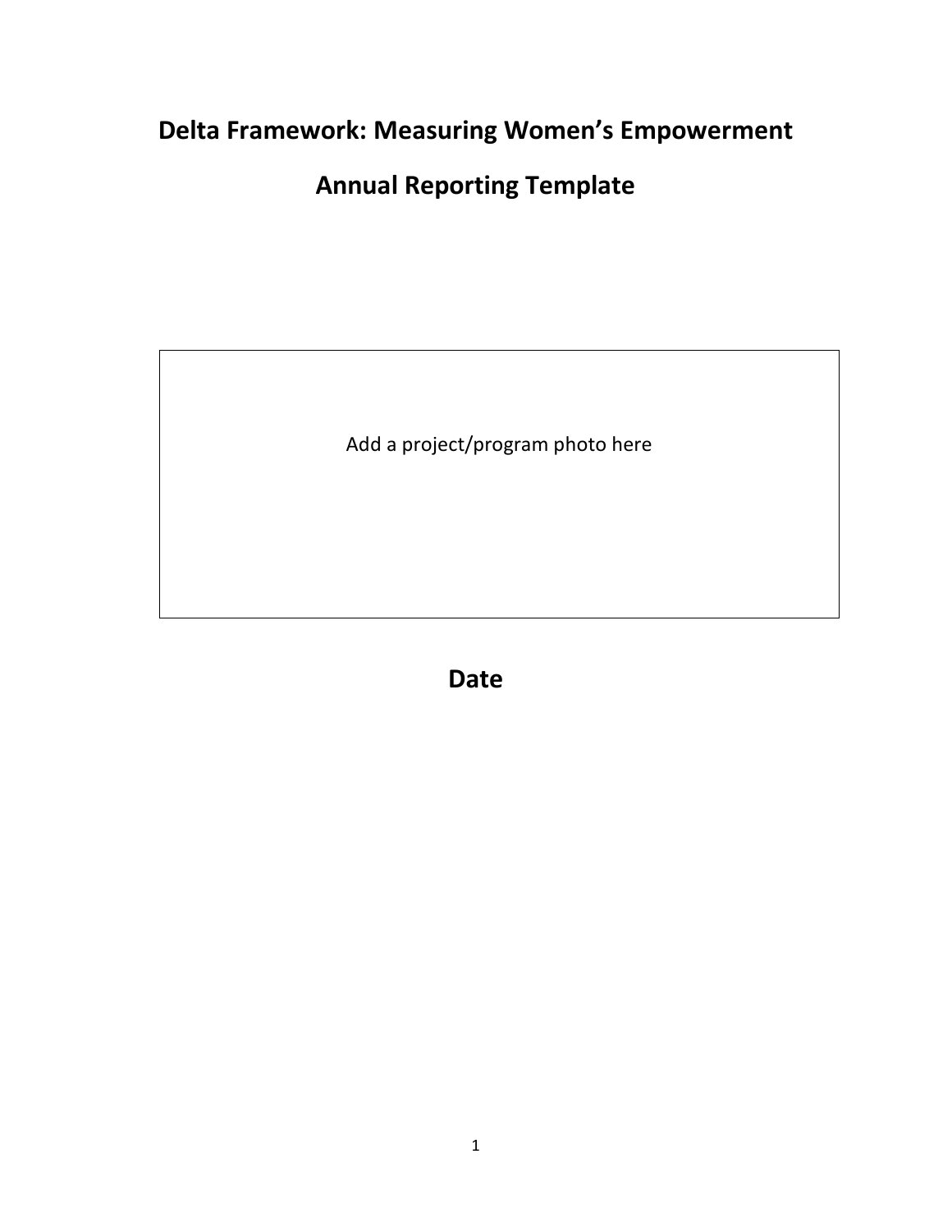# Delta Framework: Measuring Women's Empowerment

## Annual Reporting Template

Add a project/program photo here

## Date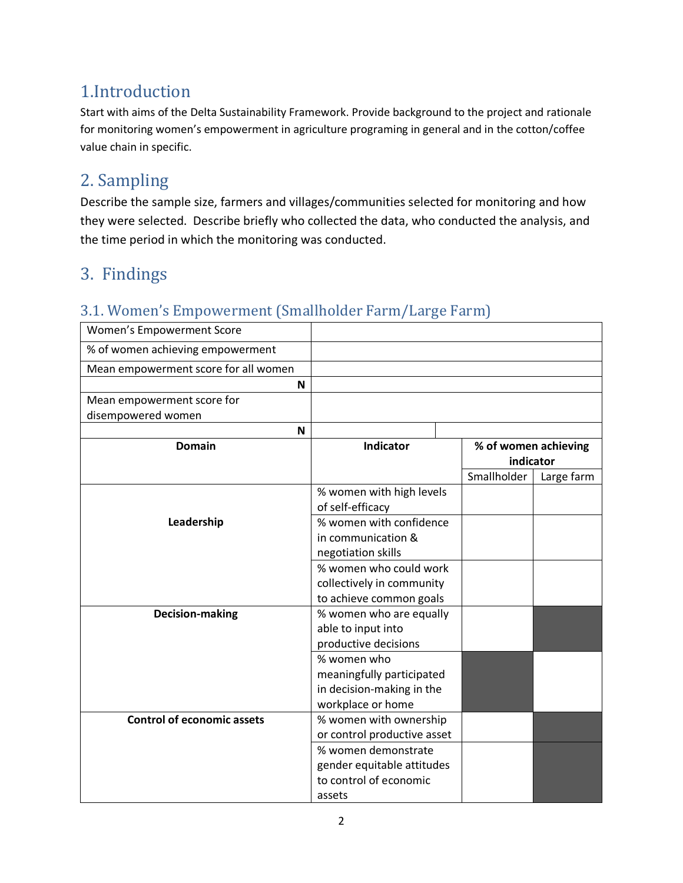# 1.Introduction

Start with aims of the Delta Sustainability Framework. Provide background to the project and rationale for monitoring women's empowerment in agriculture programing in general and in the cotton/coffee value chain in specific.

# 2. Sampling

Describe the sample size, farmers and villages/communities selected for monitoring and how they were selected. Describe briefly who collected the data, who conducted the analysis, and the time period in which the monitoring was conducted.

# 3. Findings

## 3.1. Women's Empowerment (Smallholder Farm/Large Farm)

| Women's Empowerment Score | | | |
|---|---|---|---|
| % of women achieving empowerment | | | |
| Mean empowerment score for all women | | | |
| **N** | | | |
| Mean empowerment score for disempowered women | | | |
| **N** | | | |
| **Domain** | **Indicator** | **% of women achieving indicator** | |
| | | Smallholder | Large farm |
| **Leadership** | % women with high levels of self-efficacy | | |
| | % women with confidence in communication & negotiation skills | | |
| | % women who could work collectively in community to achieve common goals | | |
| **Decision-making** | % women who are equally able to input into productive decisions | | |
| | % women who meaningfully participated in decision-making in the workplace or home | | |
| **Control of economic assets** | % women with ownership or control productive asset | | |
| | % women demonstrate gender equitable attitudes to control of economic assets | | |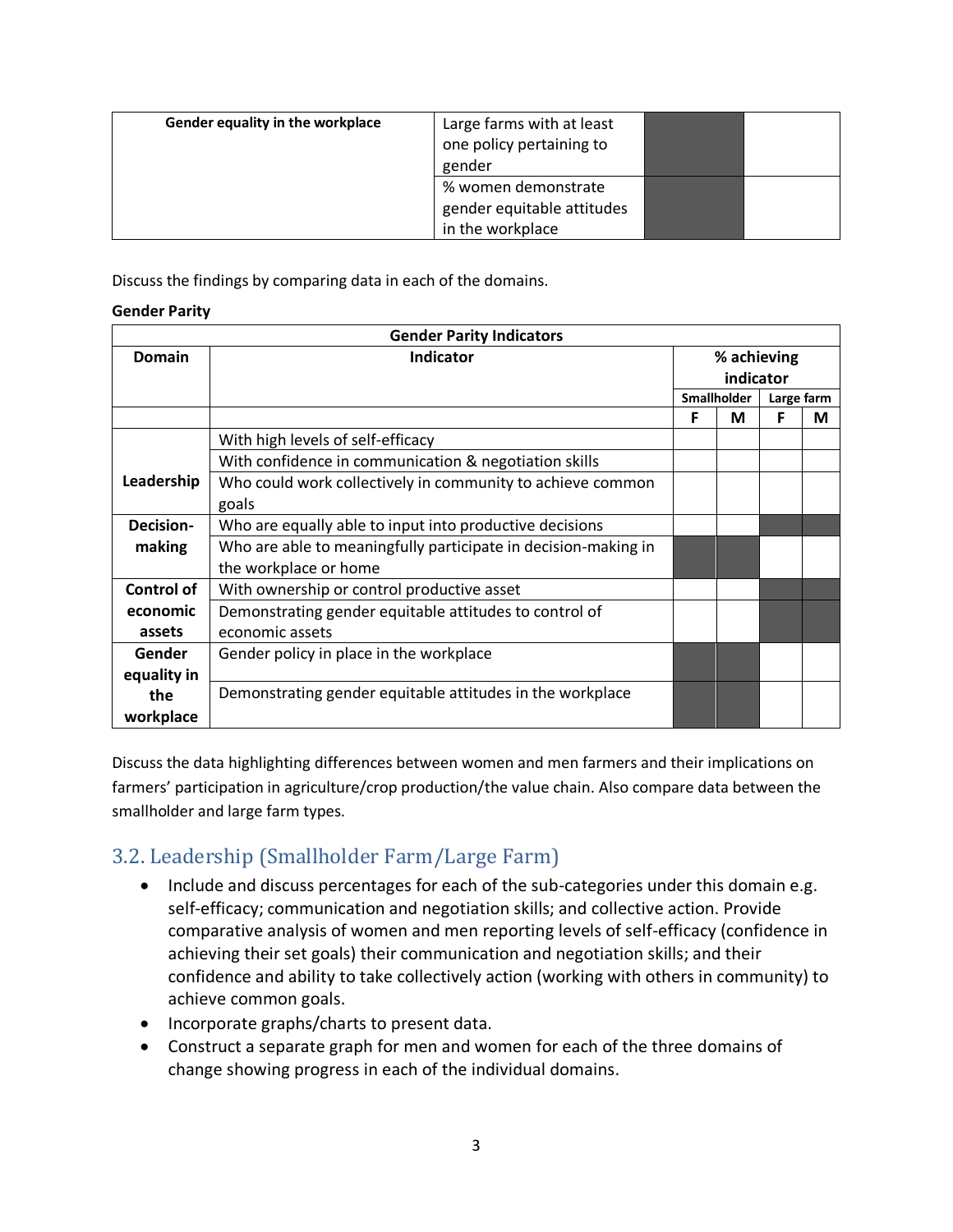| Gender equality in the workplace | Large farms with at least one policy pertaining to gender | | |
|---|---|---|---|
| | % women demonstrate gender equitable attitudes in the workplace | | |

Discuss the findings by comparing data in each of the domains.

**Gender Parity**

| Gender Parity Indicators | | | | | |
|---|---|---|---|---|---|
| **Domain** | **Indicator** | **% achieving indicator** | | | |
| | | **Smallholder** | | **Large farm** | |
| | | **F** | **M** | **F** | **M** |
| **Leadership** | With high levels of self-efficacy | | | | |
| | With confidence in communication & negotiation skills | | | | |
| | Who could work collectively in community to achieve common goals | | | | |
| **Decision-making** | Who are equally able to input into productive decisions | | | | |
| | Who are able to meaningfully participate in decision-making in the workplace or home | | | | |
| **Control of economic assets** | With ownership or control productive asset | | | | |
| | Demonstrating gender equitable attitudes to control of economic assets | | | | |
| **Gender equality in the workplace** | Gender policy in place in the workplace | | | | |
| | Demonstrating gender equitable attitudes in the workplace | | | | |

Discuss the data highlighting differences between women and men farmers and their implications on farmers' participation in agriculture/crop production/the value chain. Also compare data between the smallholder and large farm types.

## 3.2. Leadership (Smallholder Farm/Large Farm)

- Include and discuss percentages for each of the sub-categories under this domain e.g. self-efficacy; communication and negotiation skills; and collective action. Provide comparative analysis of women and men reporting levels of self-efficacy (confidence in achieving their set goals) their communication and negotiation skills; and their confidence and ability to take collectively action (working with others in community) to achieve common goals.
- Incorporate graphs/charts to present data.
- Construct a separate graph for men and women for each of the three domains of change showing progress in each of the individual domains.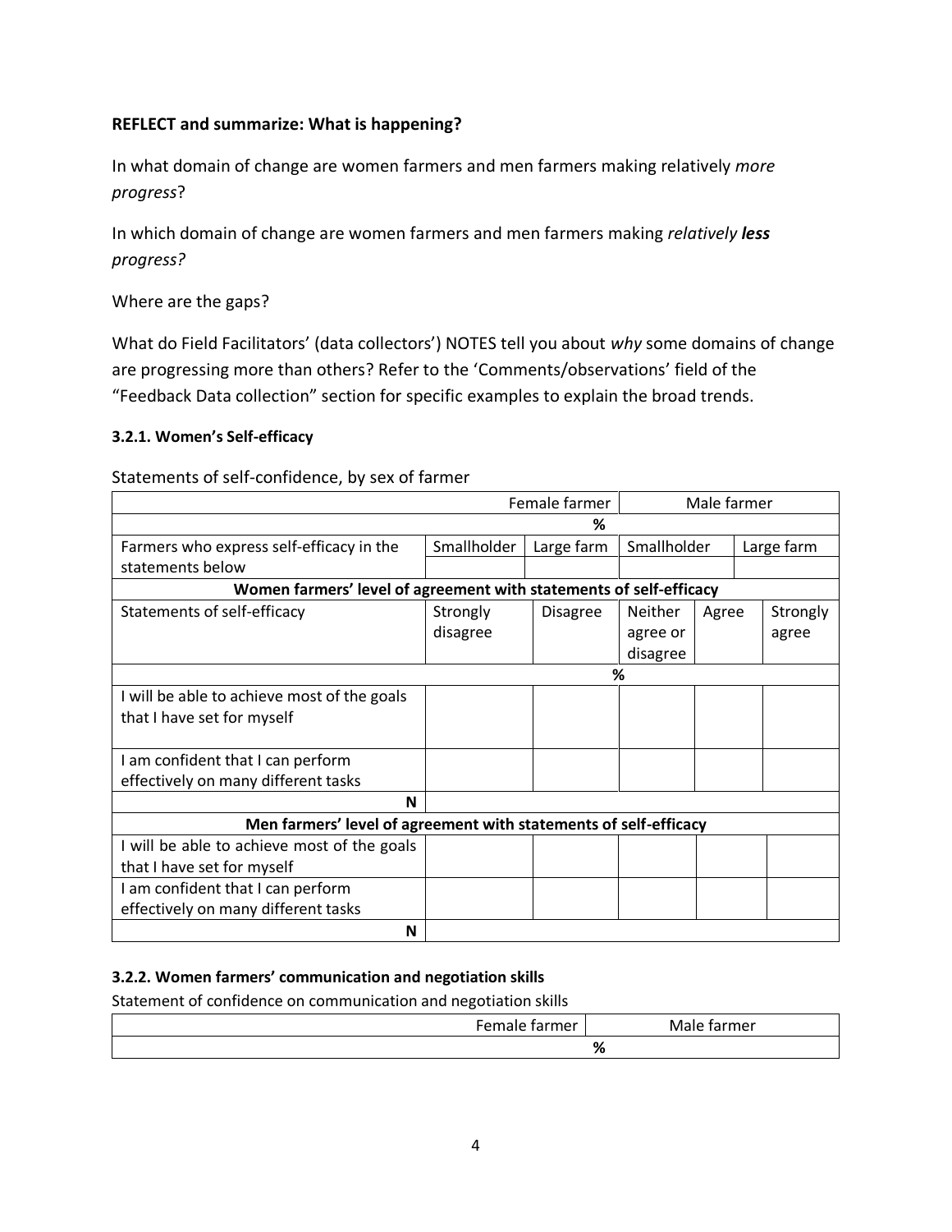**REFLECT and summarize: What is happening?**

In what domain of change are women farmers and men farmers making relatively *more progress*?

In which domain of change are women farmers and men farmers making *relatively **less** progress?*

Where are the gaps?

What do Field Facilitators' (data collectors') NOTES tell you about *why* some domains of change are progressing more than others? Refer to the 'Comments/observations' field of the "Feedback Data collection" section for specific examples to explain the broad trends.

#### 3.2.1. Women's Self-efficacy

Statements of self-confidence, by sex of farmer

| | Female farmer | | Male farmer | | |
|---|---|---|---|---|---|
| | % | | | | |
| Farmers who express self-efficacy in the statements below | Smallholder | Large farm | Smallholder | | Large farm |
| **Women farmers' level of agreement with statements of self-efficacy** | | | | | |
| Statements of self-efficacy | Strongly disagree | Disagree | Neither agree or disagree | Agree | Strongly agree |
| | % | | | | |
| I will be able to achieve most of the goals that I have set for myself | | | | | |
| I am confident that I can perform effectively on many different tasks | | | | | |
| **N** | | | | | |
| **Men farmers' level of agreement with statements of self-efficacy** | | | | | |
| I will be able to achieve most of the goals that I have set for myself | | | | | |
| I am confident that I can perform effectively on many different tasks | | | | | |
| **N** | | | | | |

#### 3.2.2. Women farmers' communication and negotiation skills

Statement of confidence on communication and negotiation skills

| | Female farmer | Male farmer |
|---|---|---|
| | % | |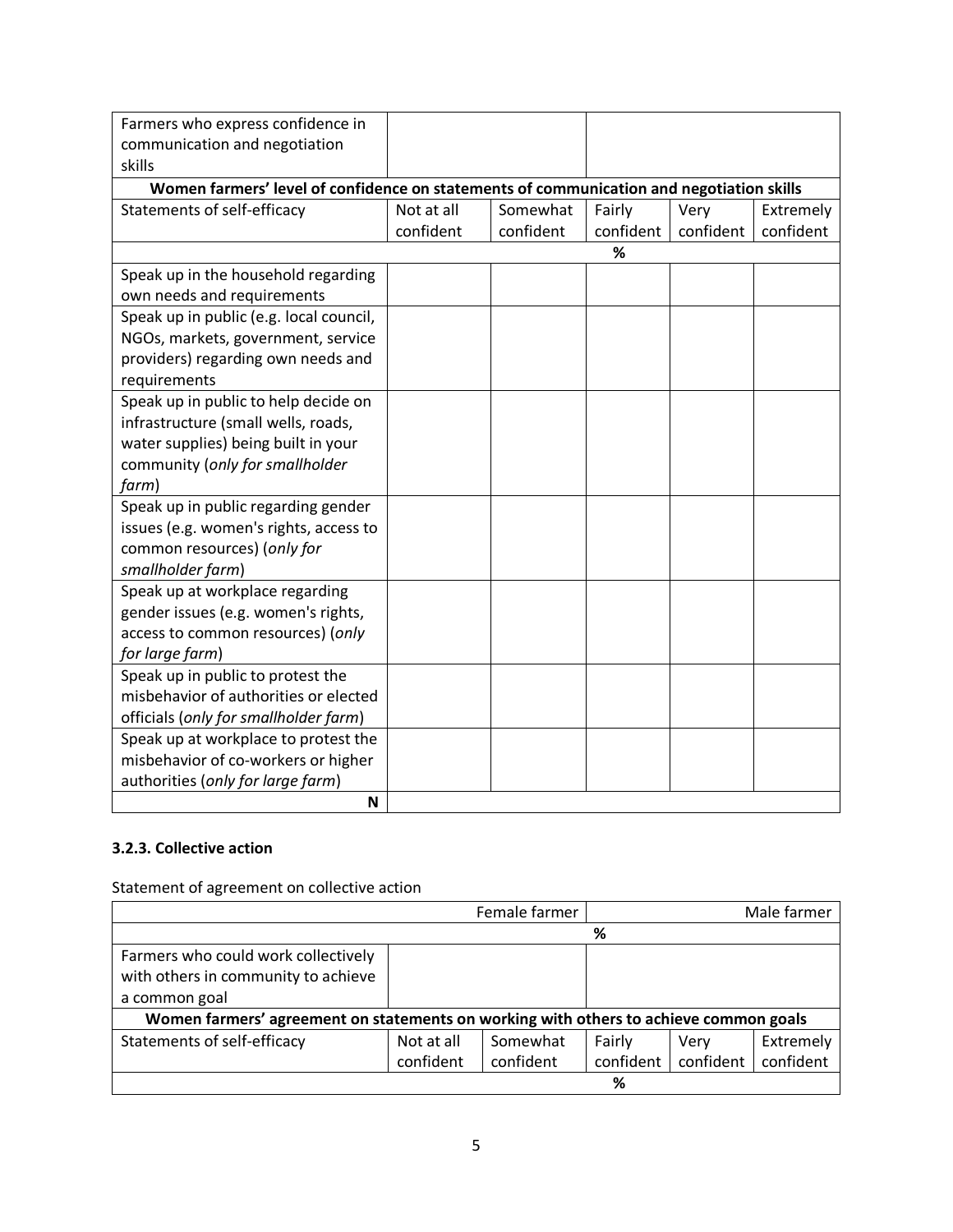| | | | | | |
|---|---|---|---|---|---|
| Farmers who express confidence in communication and negotiation skills | | | | | |
| **Women farmers' level of confidence on statements of communication and negotiation skills** | | | | | |
| Statements of self-efficacy | Not at all confident | Somewhat confident | Fairly confident | Very confident | Extremely confident |
| | | | % | | |
| Speak up in the household regarding own needs and requirements | | | | | |
| Speak up in public (e.g. local council, NGOs, markets, government, service providers) regarding own needs and requirements | | | | | |
| Speak up in public to help decide on infrastructure (small wells, roads, water supplies) being built in your community (*only for smallholder farm*) | | | | | |
| Speak up in public regarding gender issues (e.g. women's rights, access to common resources) (*only for smallholder farm*) | | | | | |
| Speak up at workplace regarding gender issues (e.g. women's rights, access to common resources) (*only for large farm*) | | | | | |
| Speak up in public to protest the misbehavior of authorities or elected officials (*only for smallholder farm*) | | | | | |
| Speak up at workplace to protest the misbehavior of co-workers or higher authorities (*only for large farm*) | | | | | |
| **N** | | | | | |

### 3.2.3. Collective action

Statement of agreement on collective action

| | Female farmer | | Male farmer | | |
|---|---|---|---|---|---|
| | | | % | | |
| Farmers who could work collectively with others in community to achieve a common goal | | | | | |
| **Women farmers' agreement on statements on working with others to achieve common goals** | | | | | |
| Statements of self-efficacy | Not at all confident | Somewhat confident | Fairly confident | Very confident | Extremely confident |
| | | | % | | |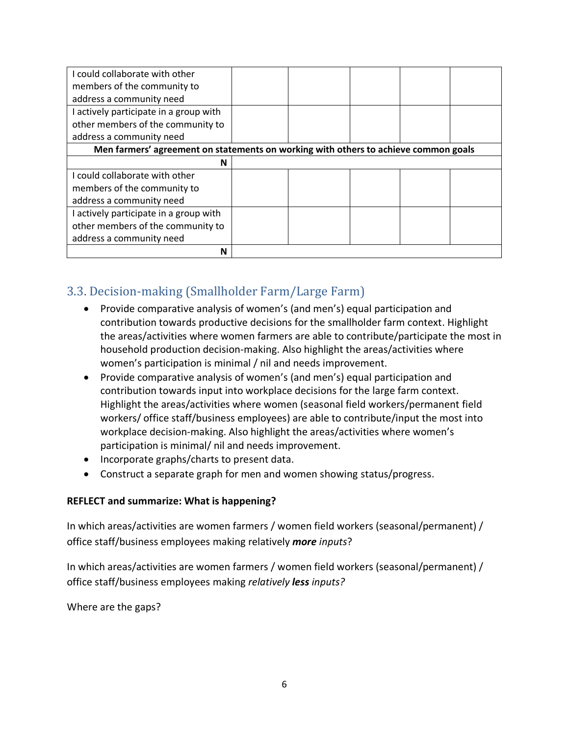| | | | | | |
|---|---|---|---|---|---|
| I could collaborate with other members of the community to address a community need | | | | | |
| I actively participate in a group with other members of the community to address a community need | | | | | |
| **Men farmers' agreement on statements on working with others to achieve common goals** | | | | | |
| **N** | | | | | |
| I could collaborate with other members of the community to address a community need | | | | | |
| I actively participate in a group with other members of the community to address a community need | | | | | |
| **N** | | | | | |

## 3.3. Decision-making (Smallholder Farm/Large Farm)

- Provide comparative analysis of women's (and men's) equal participation and contribution towards productive decisions for the smallholder farm context. Highlight the areas/activities where women farmers are able to contribute/participate the most in household production decision-making. Also highlight the areas/activities where women's participation is minimal / nil and needs improvement.
- Provide comparative analysis of women's (and men's) equal participation and contribution towards input into workplace decisions for the large farm context. Highlight the areas/activities where women (seasonal field workers/permanent field workers/ office staff/business employees) are able to contribute/input the most into workplace decision-making. Also highlight the areas/activities where women's participation is minimal/ nil and needs improvement.
- Incorporate graphs/charts to present data.
- Construct a separate graph for men and women showing status/progress.

**REFLECT and summarize: What is happening?**

In which areas/activities are women farmers / women field workers (seasonal/permanent) / office staff/business employees making relatively ***more*** *inputs*?

In which areas/activities are women farmers / women field workers (seasonal/permanent) / office staff/business employees making *relatively* ***less*** *inputs?*

Where are the gaps?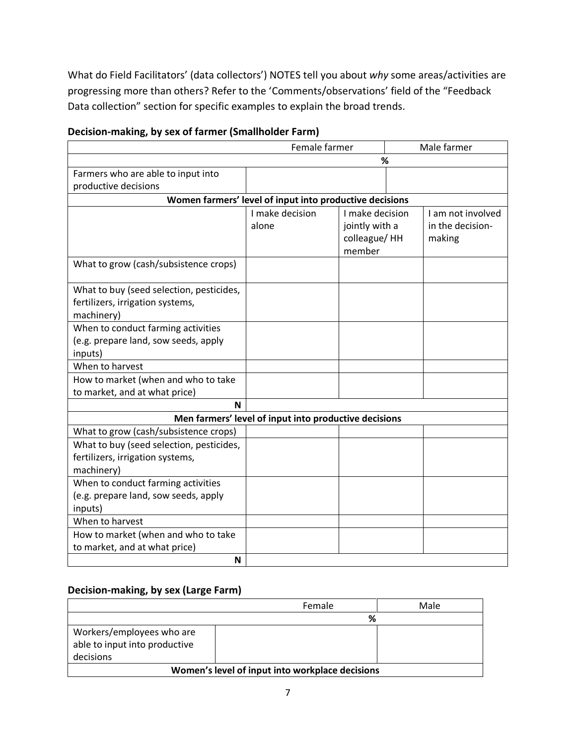What do Field Facilitators' (data collectors') NOTES tell you about *why* some areas/activities are progressing more than others? Refer to the 'Comments/observations' field of the "Feedback Data collection" section for specific examples to explain the broad trends.

**Decision-making, by sex of farmer (Smallholder Farm)**

| | Female farmer | | Male farmer |
|---|---|---|---|
| | % | | |
| Farmers who are able to input into productive decisions | | | |
| **Women farmers' level of input into productive decisions** | | | |
| | I make decision alone | I make decision jointly with a colleague/ HH member | I am not involved in the decision-making |
| What to grow (cash/subsistence crops) | | | |
| What to buy (seed selection, pesticides, fertilizers, irrigation systems, machinery) | | | |
| When to conduct farming activities (e.g. prepare land, sow seeds, apply inputs) | | | |
| When to harvest | | | |
| How to market (when and who to take to market, and at what price) | | | |
| **N** | | | |
| **Men farmers' level of input into productive decisions** | | | |
| What to grow (cash/subsistence crops) | | | |
| What to buy (seed selection, pesticides, fertilizers, irrigation systems, machinery) | | | |
| When to conduct farming activities (e.g. prepare land, sow seeds, apply inputs) | | | |
| When to harvest | | | |
| How to market (when and who to take to market, and at what price) | | | |
| **N** | | | |

**Decision-making, by sex (Large Farm)**

| | Female | Male |
|---|---|---|
| | % | |
| Workers/employees who are able to input into productive decisions | | |
| **Women's level of input into workplace decisions** | | |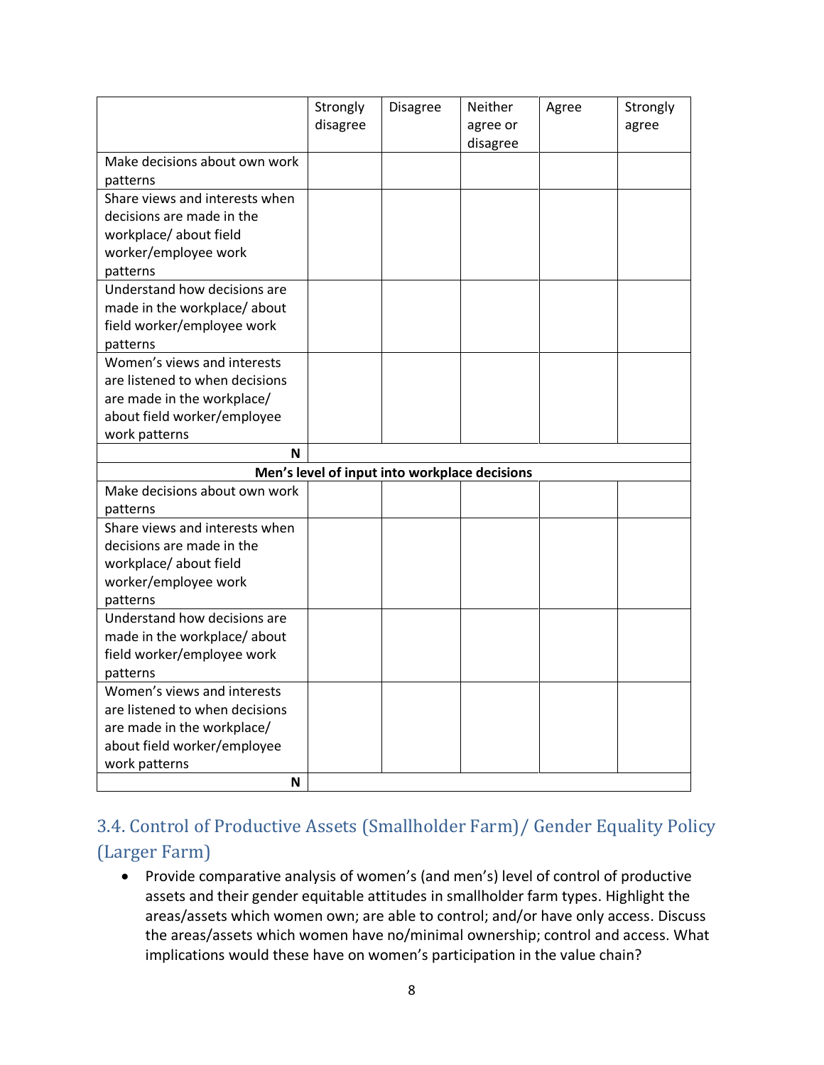| | Strongly disagree | Disagree | Neither agree or disagree | Agree | Strongly agree |
|---|---|---|---|---|---|
| Make decisions about own work patterns | | | | | |
| Share views and interests when decisions are made in the workplace/ about field worker/employee work patterns | | | | | |
| Understand how decisions are made in the workplace/ about field worker/employee work patterns | | | | | |
| Women's views and interests are listened to when decisions are made in the workplace/ about field worker/employee work patterns | | | | | |
| **N** | | | | | |
| **Men's level of input into workplace decisions** | | | | | |
| Make decisions about own work patterns | | | | | |
| Share views and interests when decisions are made in the workplace/ about field worker/employee work patterns | | | | | |
| Understand how decisions are made in the workplace/ about field worker/employee work patterns | | | | | |
| Women's views and interests are listened to when decisions are made in the workplace/ about field worker/employee work patterns | | | | | |
| **N** | | | | | |

## 3.4. Control of Productive Assets (Smallholder Farm)/ Gender Equality Policy (Larger Farm)

- Provide comparative analysis of women's (and men's) level of control of productive assets and their gender equitable attitudes in smallholder farm types. Highlight the areas/assets which women own; are able to control; and/or have only access. Discuss the areas/assets which women have no/minimal ownership; control and access. What implications would these have on women's participation in the value chain?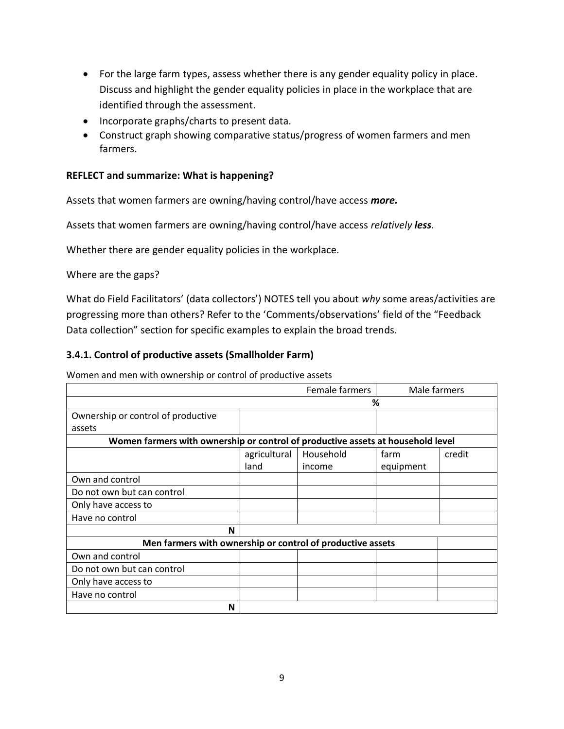- For the large farm types, assess whether there is any gender equality policy in place. Discuss and highlight the gender equality policies in place in the workplace that are identified through the assessment.
- Incorporate graphs/charts to present data.
- Construct graph showing comparative status/progress of women farmers and men farmers.

**REFLECT and summarize: What is happening?**

Assets that women farmers are owning/having control/have access ***more.***

Assets that women farmers are owning/having control/have access *relatively **less**.*

Whether there are gender equality policies in the workplace.

Where are the gaps?

What do Field Facilitators' (data collectors') NOTES tell you about *why* some areas/activities are progressing more than others? Refer to the 'Comments/observations' field of the "Feedback Data collection" section for specific examples to explain the broad trends.

### 3.4.1. Control of productive assets (Smallholder Farm)

Women and men with ownership or control of productive assets

| | | Female farmers | Male farmers | |
|---|---|---|---|---|
| | | % | | |
| Ownership or control of productive assets | | | | |
| **Women farmers with ownership or control of productive assets at household level** | | | | |
| | agricultural land | Household income | farm equipment | credit |
| Own and control | | | | |
| Do not own but can control | | | | |
| Only have access to | | | | |
| Have no control | | | | |
| **N** | | | | |
| **Men farmers with ownership or control of productive assets** | | | | |
| Own and control | | | | |
| Do not own but can control | | | | |
| Only have access to | | | | |
| Have no control | | | | |
| **N** | | | | |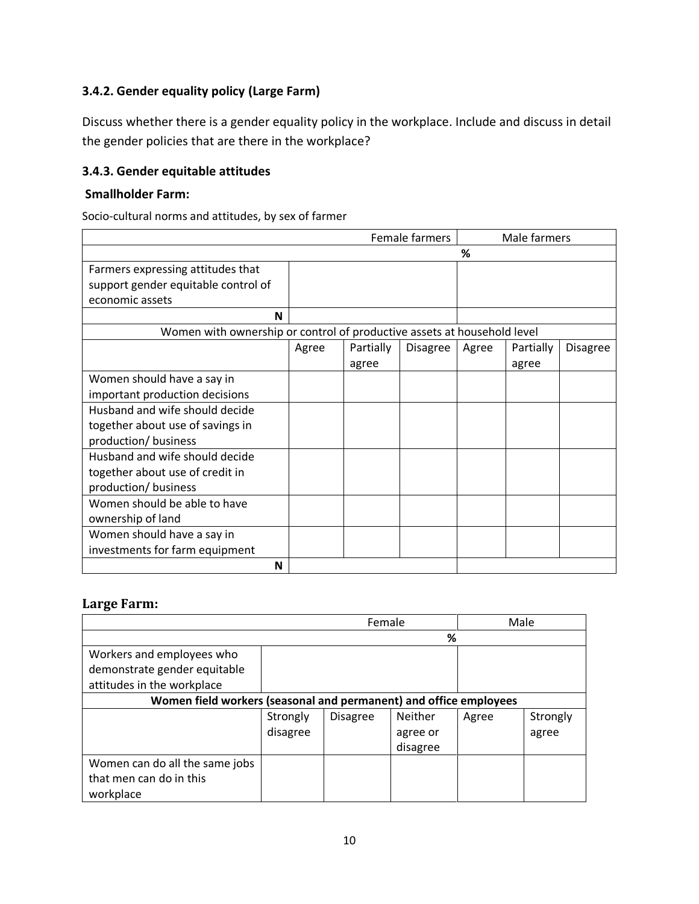### 3.4.2. Gender equality policy (Large Farm)

Discuss whether there is a gender equality policy in the workplace. Include and discuss in detail the gender policies that are there in the workplace?

### 3.4.3. Gender equitable attitudes

**Smallholder Farm:**

Socio-cultural norms and attitudes, by sex of farmer

| | Female farmers | | | Male farmers | | |
|---|---|---|---|---|---|---|
| | | | | % | | |
| Farmers expressing attitudes that support gender equitable control of economic assets | | | | | | |
| **N** | | | | | | |
| Women with ownership or control of productive assets at household level | | | | | | |
| | Agree | Partially agree | Disagree | Agree | Partially agree | Disagree |
| Women should have a say in important production decisions | | | | | | |
| Husband and wife should decide together about use of savings in production/ business | | | | | | |
| Husband and wife should decide together about use of credit in production/ business | | | | | | |
| Women should be able to have ownership of land | | | | | | |
| Women should have a say in investments for farm equipment | | | | | | |
| **N** | | | | | | |

## Large Farm:

| | Female | | | Male | |
|---|---|---|---|---|---|
| | | | % | | |
| Workers and employees who demonstrate gender equitable attitudes in the workplace | | | | | |
| **Women field workers (seasonal and permanent) and office employees** | | | | | |
| | Strongly disagree | Disagree | Neither agree or disagree | Agree | Strongly agree |
| Women can do all the same jobs that men can do in this workplace | | | | | |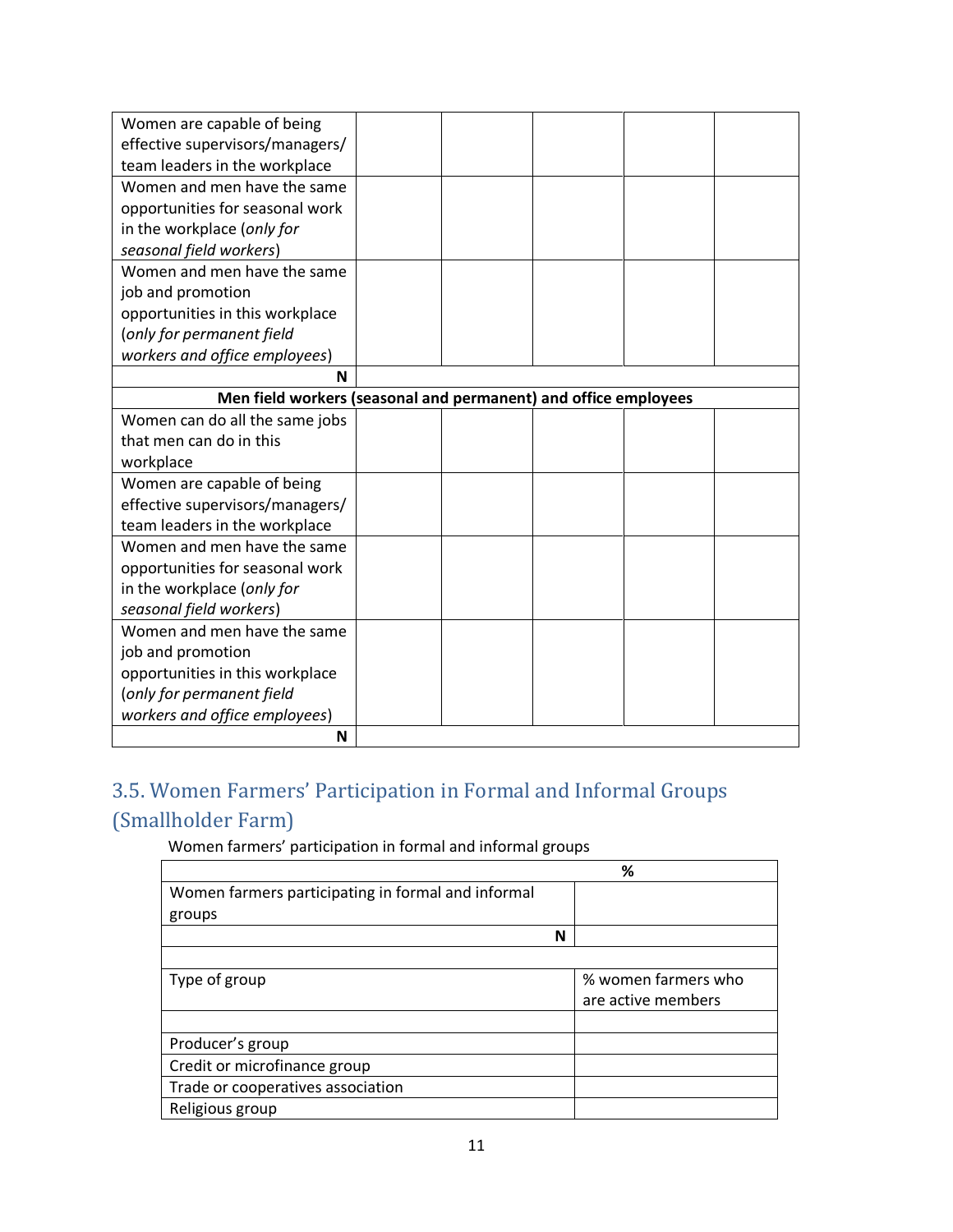| | | | | | |
|---|---|---|---|---|---|
| Women are capable of being effective supervisors/managers/ team leaders in the workplace | | | | | |
| Women and men have the same opportunities for seasonal work in the workplace (*only for seasonal field workers*) | | | | | |
| Women and men have the same job and promotion opportunities in this workplace (*only for permanent field workers and office employees*) | | | | | |
| **N** | | | | | |
| **Men field workers (seasonal and permanent) and office employees** | | | | | |
| Women can do all the same jobs that men can do in this workplace | | | | | |
| Women are capable of being effective supervisors/managers/ team leaders in the workplace | | | | | |
| Women and men have the same opportunities for seasonal work in the workplace (*only for seasonal field workers*) | | | | | |
| Women and men have the same job and promotion opportunities in this workplace (*only for permanent field workers and office employees*) | | | | | |
| **N** | | | | | |

## 3.5. Women Farmers' Participation in Formal and Informal Groups (Smallholder Farm)

Women farmers' participation in formal and informal groups

| | **%** |
|---|---|
| Women farmers participating in formal and informal groups | |
| **N** | |
| | |
| Type of group | % women farmers who are active members |
| | |
| Producer's group | |
| Credit or microfinance group | |
| Trade or cooperatives association | |
| Religious group | |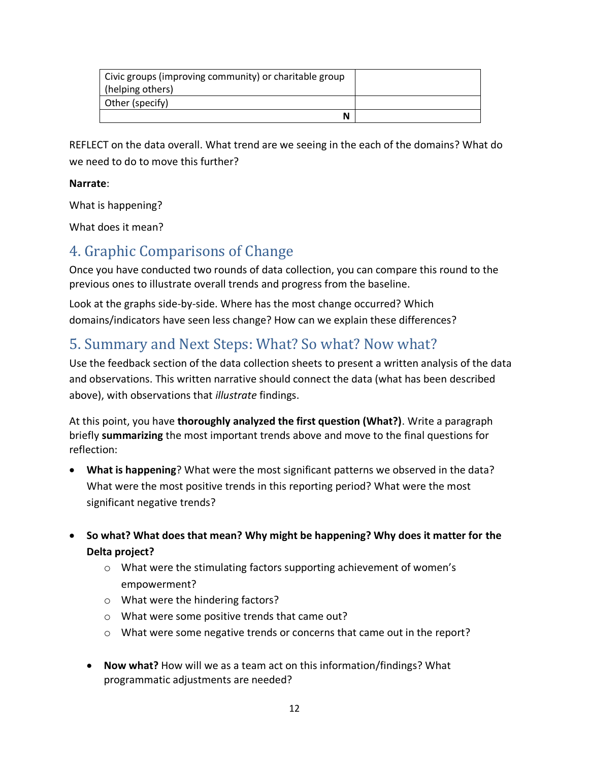| | |
|---|---|
| Civic groups (improving community) or charitable group (helping others) | |
| Other (specify) | |
| N | |

REFLECT on the data overall. What trend are we seeing in the each of the domains? What do we need to do to move this further?

**Narrate**:

What is happening?

What does it mean?

## 4. Graphic Comparisons of Change

Once you have conducted two rounds of data collection, you can compare this round to the previous ones to illustrate overall trends and progress from the baseline.

Look at the graphs side-by-side. Where has the most change occurred? Which domains/indicators have seen less change? How can we explain these differences?

## 5. Summary and Next Steps: What? So what? Now what?

Use the feedback section of the data collection sheets to present a written analysis of the data and observations. This written narrative should connect the data (what has been described above), with observations that *illustrate* findings.

At this point, you have **thoroughly analyzed the first question (What?)**. Write a paragraph briefly **summarizing** the most important trends above and move to the final questions for reflection:

- **What is happening**? What were the most significant patterns we observed in the data? What were the most positive trends in this reporting period? What were the most significant negative trends?

- **So what? What does that mean? Why might be happening? Why does it matter for the Delta project?**
  - What were the stimulating factors supporting achievement of women's empowerment?
  - What were the hindering factors?
  - What were some positive trends that came out?
  - What were some negative trends or concerns that came out in the report?

  - **Now what?** How will we as a team act on this information/findings? What programmatic adjustments are needed?